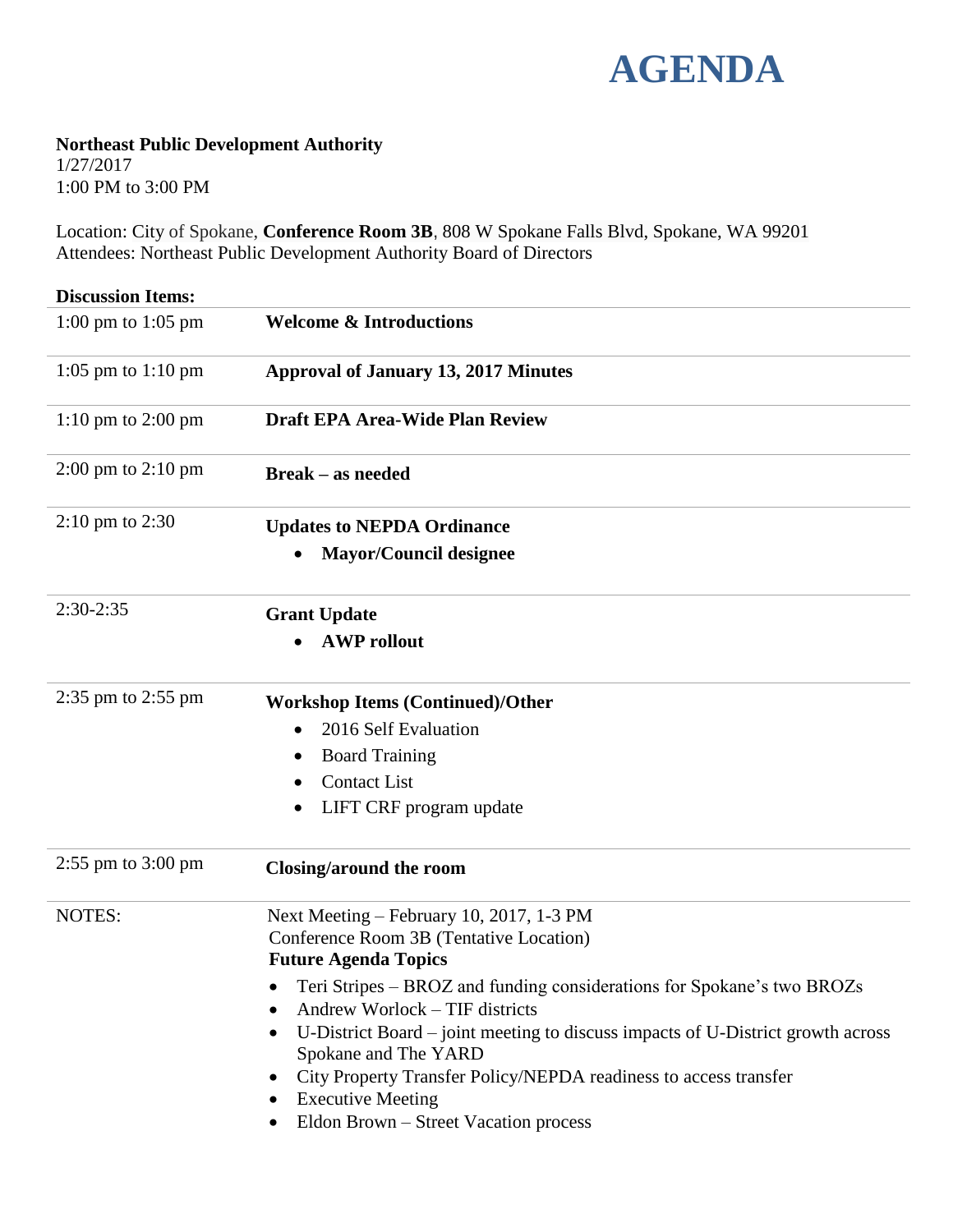# AGENDA

**Northeast Public Development Authority**
1/27/2017
1:00 PM to 3:00 PM

Location: City of Spokane, **Conference Room 3B**, 808 W Spokane Falls Blvd, Spokane, WA 99201
Attendees: Northeast Public Development Authority Board of Directors

**Discussion Items:**

| | |
|---|---|
| 1:00 pm to 1:05 pm | **Welcome & Introductions** |
| 1:05 pm to 1:10 pm | **Approval of January 13, 2017 Minutes** |
| 1:10 pm to 2:00 pm | **Draft EPA Area-Wide Plan Review** |
| 2:00 pm to 2:10 pm | **Break – as needed** |
| 2:10 pm to 2:30 | **Updates to NEPDA Ordinance**<br>• **Mayor/Council designee** |
| 2:30-2:35 | **Grant Update**<br>• **AWP rollout** |
| 2:35 pm to 2:55 pm | **Workshop Items (Continued)/Other**<br>• 2016 Self Evaluation<br>• Board Training<br>• Contact List<br>• LIFT CRF program update |
| 2:55 pm to 3:00 pm | **Closing/around the room** |
| NOTES: | Next Meeting – February 10, 2017, 1-3 PM<br>Conference Room 3B (Tentative Location)<br>**Future Agenda Topics**<br>• Teri Stripes – BROZ and funding considerations for Spokane's two BROZs<br>• Andrew Worlock – TIF districts<br>• U-District Board – joint meeting to discuss impacts of U-District growth across Spokane and The YARD<br>• City Property Transfer Policy/NEPDA readiness to access transfer<br>• Executive Meeting<br>• Eldon Brown – Street Vacation process |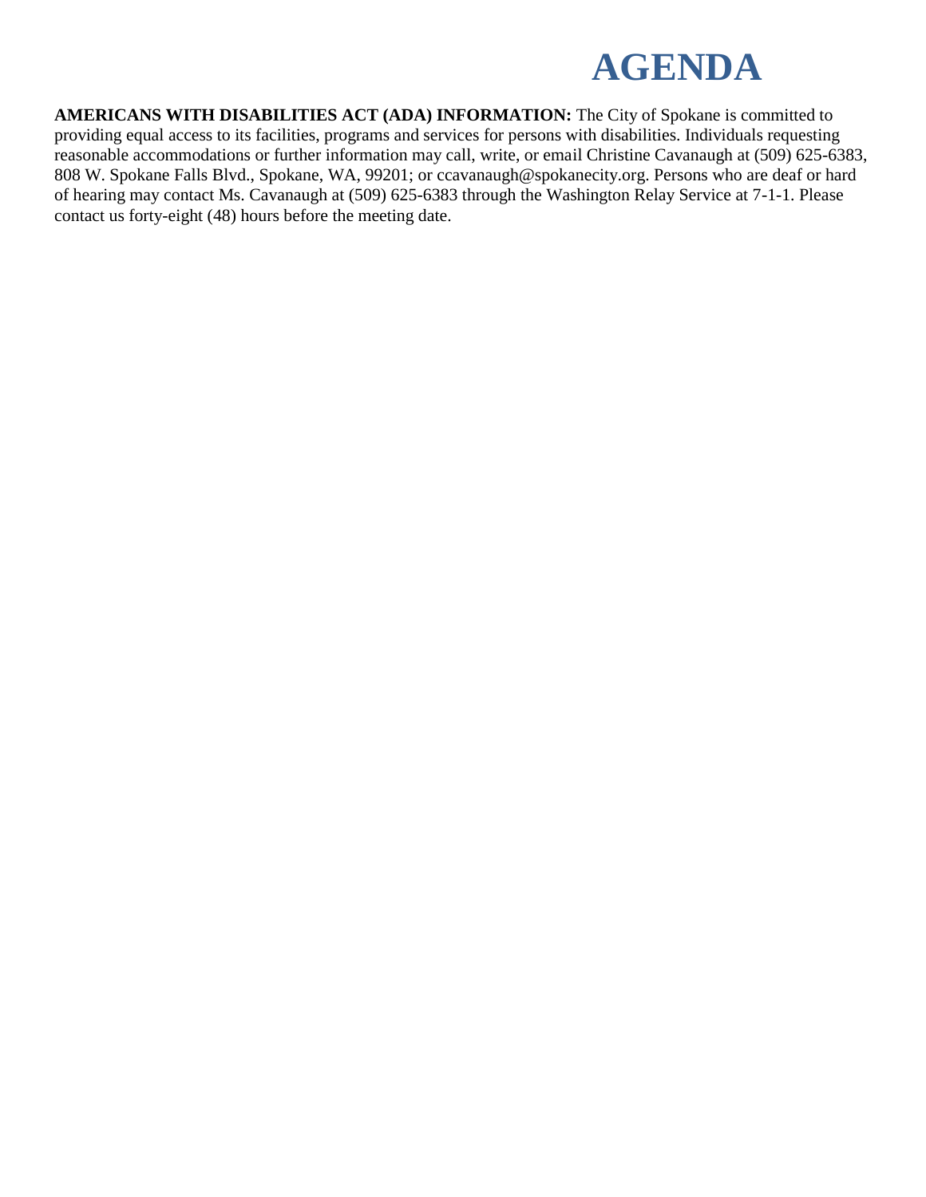# AGENDA

**AMERICANS WITH DISABILITIES ACT (ADA) INFORMATION:** The City of Spokane is committed to providing equal access to its facilities, programs and services for persons with disabilities. Individuals requesting reasonable accommodations or further information may call, write, or email Christine Cavanaugh at (509) 625-6383, 808 W. Spokane Falls Blvd., Spokane, WA, 99201; or ccavanaugh@spokanecity.org. Persons who are deaf or hard of hearing may contact Ms. Cavanaugh at (509) 625-6383 through the Washington Relay Service at 7-1-1. Please contact us forty-eight (48) hours before the meeting date.